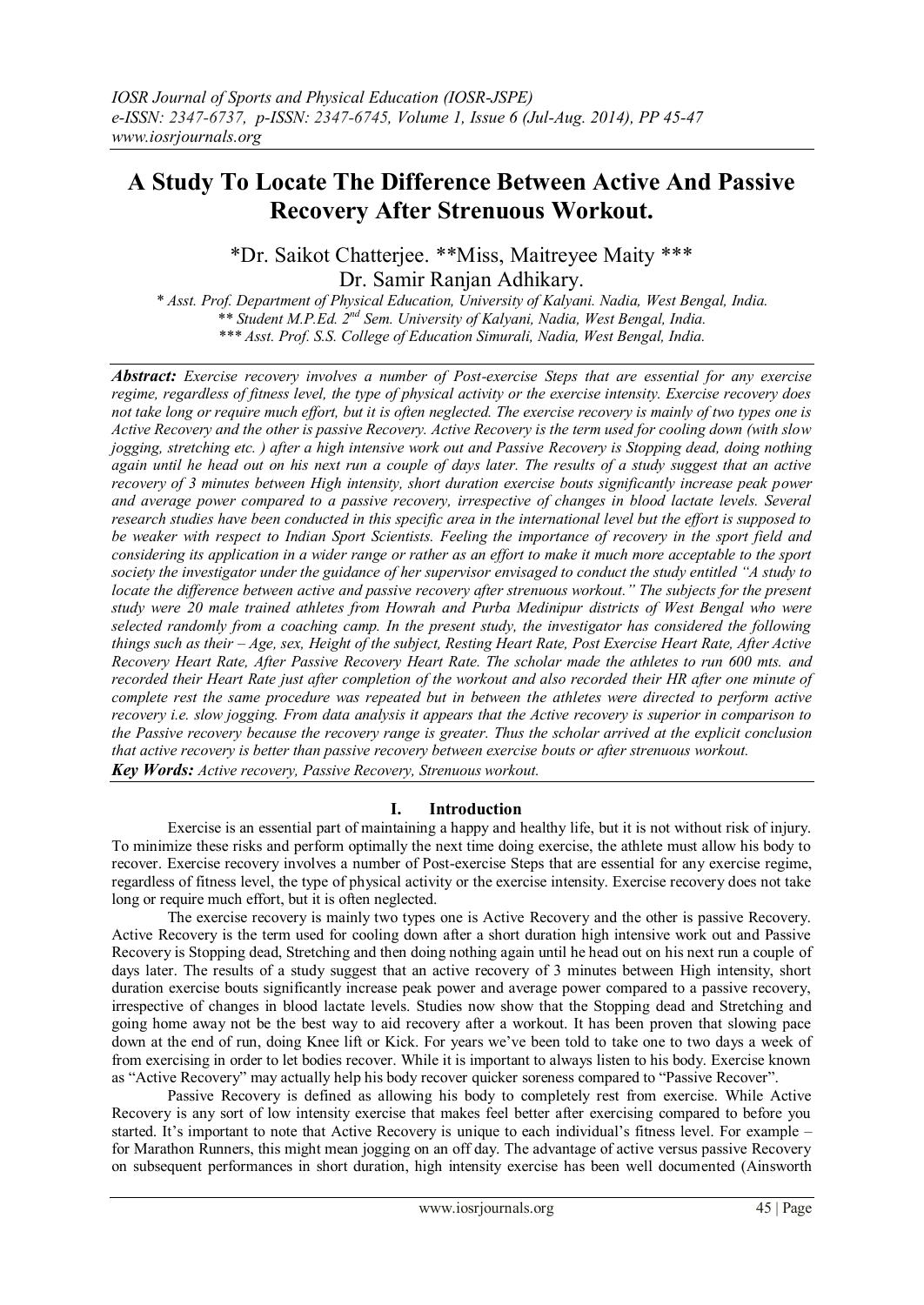# A Study To Locate The Difference Between Active And Passive Recovery After Strenuous Workout.

*Dr. Saikot Chatterjee. **Miss, Maitreyee Maity *** Dr. Samir Ranjan Adhikary.

*\* Asst. Prof. Department of Physical Education, University of Kalyani. Nadia, West Bengal, India.*
*\*\* Student M.P.Ed. 2nd Sem. University of Kalyani, Nadia, West Bengal, India.*
*\*\*\* Asst. Prof. S.S. College of Education Simurali, Nadia, West Bengal, India.*

***Abstract:*** *Exercise recovery involves a number of Post-exercise Steps that are essential for any exercise regime, regardless of fitness level, the type of physical activity or the exercise intensity. Exercise recovery does not take long or require much effort, but it is often neglected. The exercise recovery is mainly of two types one is Active Recovery and the other is passive Recovery. Active Recovery is the term used for cooling down (with slow jogging, stretching etc. ) after a high intensive work out and Passive Recovery is Stopping dead, doing nothing again until he head out on his next run a couple of days later. The results of a study suggest that an active recovery of 3 minutes between High intensity, short duration exercise bouts significantly increase peak power and average power compared to a passive recovery, irrespective of changes in blood lactate levels. Several research studies have been conducted in this specific area in the international level but the effort is supposed to be weaker with respect to Indian Sport Scientists. Feeling the importance of recovery in the sport field and considering its application in a wider range or rather as an effort to make it much more acceptable to the sport society the investigator under the guidance of her supervisor envisaged to conduct the study entitled "A study to locate the difference between active and passive recovery after strenuous workout." The subjects for the present study were 20 male trained athletes from Howrah and Purba Medinipur districts of West Bengal who were selected randomly from a coaching camp. In the present study, the investigator has considered the following things such as their – Age, sex, Height of the subject, Resting Heart Rate, Post Exercise Heart Rate, After Active Recovery Heart Rate, After Passive Recovery Heart Rate. The scholar made the athletes to run 600 mts. and recorded their Heart Rate just after completion of the workout and also recorded their HR after one minute of complete rest the same procedure was repeated but in between the athletes were directed to perform active recovery i.e. slow jogging. From data analysis it appears that the Active recovery is superior in comparison to the Passive recovery because the recovery range is greater. Thus the scholar arrived at the explicit conclusion that active recovery is better than passive recovery between exercise bouts or after strenuous workout.*

***Key Words:*** *Active recovery, Passive Recovery, Strenuous workout.*

## I. Introduction

Exercise is an essential part of maintaining a happy and healthy life, but it is not without risk of injury. To minimize these risks and perform optimally the next time doing exercise, the athlete must allow his body to recover. Exercise recovery involves a number of Post-exercise Steps that are essential for any exercise regime, regardless of fitness level, the type of physical activity or the exercise intensity. Exercise recovery does not take long or require much effort, but it is often neglected.

The exercise recovery is mainly two types one is Active Recovery and the other is passive Recovery. Active Recovery is the term used for cooling down after a short duration high intensive work out and Passive Recovery is Stopping dead, Stretching and then doing nothing again until he head out on his next run a couple of days later. The results of a study suggest that an active recovery of 3 minutes between High intensity, short duration exercise bouts significantly increase peak power and average power compared to a passive recovery, irrespective of changes in blood lactate levels. Studies now show that the Stopping dead and Stretching and going home away not be the best way to aid recovery after a workout. It has been proven that slowing pace down at the end of run, doing Knee lift or Kick. For years we've been told to take one to two days a week of from exercising in order to let bodies recover. While it is important to always listen to his body. Exercise known as "Active Recovery" may actually help his body recover quicker soreness compared to "Passive Recover".

Passive Recovery is defined as allowing his body to completely rest from exercise. While Active Recovery is any sort of low intensity exercise that makes feel better after exercising compared to before you started. It's important to note that Active Recovery is unique to each individual's fitness level. For example – for Marathon Runners, this might mean jogging on an off day. The advantage of active versus passive Recovery on subsequent performances in short duration, high intensity exercise has been well documented (Ainsworth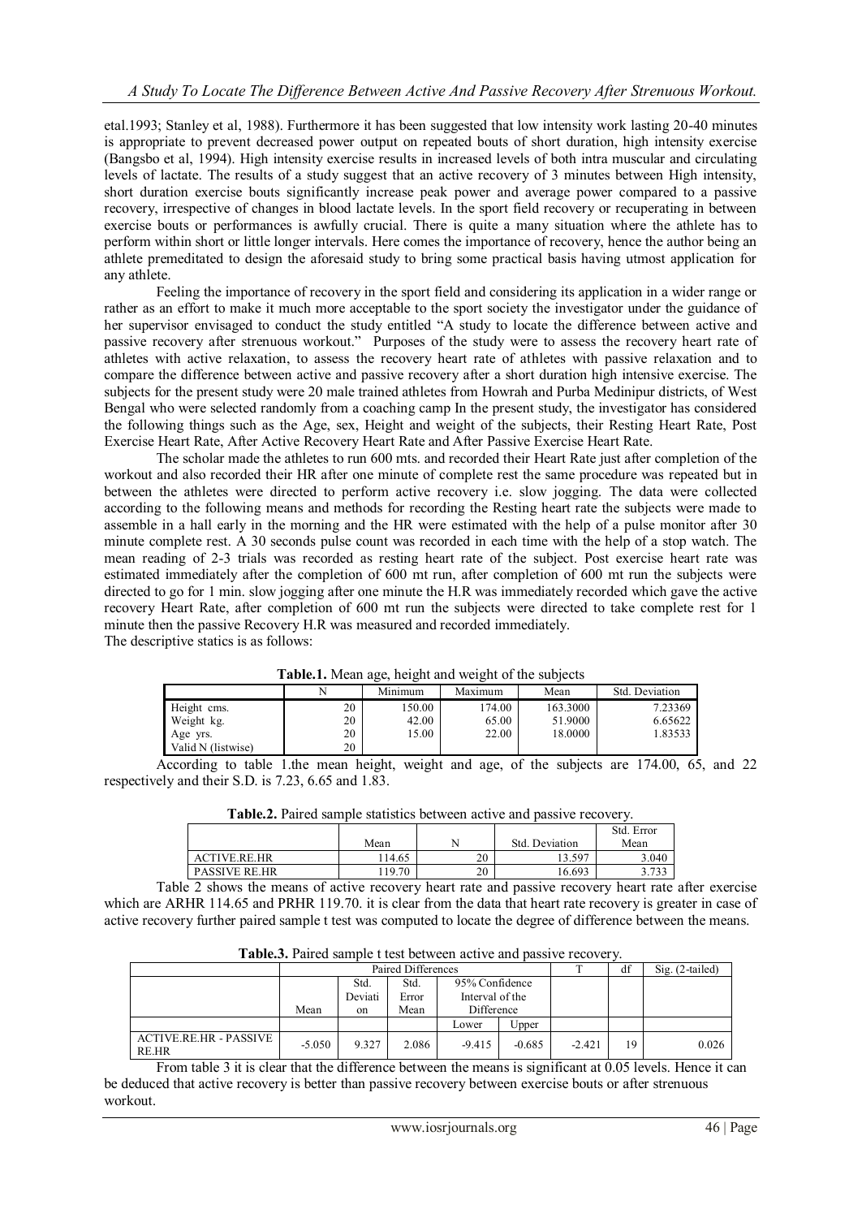etal.1993; Stanley et al, 1988). Furthermore it has been suggested that low intensity work lasting 20-40 minutes is appropriate to prevent decreased power output on repeated bouts of short duration, high intensity exercise (Bangsbo et al, 1994). High intensity exercise results in increased levels of both intra muscular and circulating levels of lactate. The results of a study suggest that an active recovery of 3 minutes between High intensity, short duration exercise bouts significantly increase peak power and average power compared to a passive recovery, irrespective of changes in blood lactate levels. In the sport field recovery or recuperating in between exercise bouts or performances is awfully crucial. There is quite a many situation where the athlete has to perform within short or little longer intervals. Here comes the importance of recovery, hence the author being an athlete premeditated to design the aforesaid study to bring some practical basis having utmost application for any athlete.

Feeling the importance of recovery in the sport field and considering its application in a wider range or rather as an effort to make it much more acceptable to the sport society the investigator under the guidance of her supervisor envisaged to conduct the study entitled "A study to locate the difference between active and passive recovery after strenuous workout." Purposes of the study were to assess the recovery heart rate of athletes with active relaxation, to assess the recovery heart rate of athletes with passive relaxation and to compare the difference between active and passive recovery after a short duration high intensive exercise. The subjects for the present study were 20 male trained athletes from Howrah and Purba Medinipur districts, of West Bengal who were selected randomly from a coaching camp In the present study, the investigator has considered the following things such as the Age, sex, Height and weight of the subjects, their Resting Heart Rate, Post Exercise Heart Rate, After Active Recovery Heart Rate and After Passive Exercise Heart Rate.

The scholar made the athletes to run 600 mts. and recorded their Heart Rate just after completion of the workout and also recorded their HR after one minute of complete rest the same procedure was repeated but in between the athletes were directed to perform active recovery i.e. slow jogging. The data were collected according to the following means and methods for recording the Resting heart rate the subjects were made to assemble in a hall early in the morning and the HR were estimated with the help of a pulse monitor after 30 minute complete rest. A 30 seconds pulse count was recorded in each time with the help of a stop watch. The mean reading of 2-3 trials was recorded as resting heart rate of the subject. Post exercise heart rate was estimated immediately after the completion of 600 mt run, after completion of 600 mt run the subjects were directed to go for 1 min. slow jogging after one minute the H.R was immediately recorded which gave the active recovery Heart Rate, after completion of 600 mt run the subjects were directed to take complete rest for 1 minute then the passive Recovery H.R was measured and recorded immediately.

The descriptive statics is as follows:

**Table.1.** Mean age, height and weight of the subjects

| | N | Minimum | Maximum | Mean | Std. Deviation |
|---|---|---|---|---|---|
| Height cms. | 20 | 150.00 | 174.00 | 163.3000 | 7.23369 |
| Weight kg. | 20 | 42.00 | 65.00 | 51.9000 | 6.65622 |
| Age yrs. | 20 | 15.00 | 22.00 | 18.0000 | 1.83533 |
| Valid N (listwise) | 20 | | | | |

According to table 1.the mean height, weight and age, of the subjects are 174.00, 65, and 22 respectively and their S.D. is 7.23, 6.65 and 1.83.

**Table.2.** Paired sample statistics between active and passive recovery.

| | Mean | N | Std. Deviation | Std. Error Mean |
|---|---|---|---|---|
| ACTIVE.RE.HR | 114.65 | 20 | 13.597 | 3.040 |
| PASSIVE RE.HR | 119.70 | 20 | 16.693 | 3.733 |

Table 2 shows the means of active recovery heart rate and passive recovery heart rate after exercise which are ARHR 114.65 and PRHR 119.70. it is clear from the data that heart rate recovery is greater in case of active recovery further paired sample t test was computed to locate the degree of difference between the means.

**Table.3.** Paired sample t test between active and passive recovery.

| | Paired Differences | | | | | T | df | Sig. (2-tailed) |
|---|---|---|---|---|---|---|---|---|
| | Mean | Std. Deviation | Std. Error Mean | 95% Confidence Interval of the Difference | | | | |
| | | | | Lower | Upper | | | |
| ACTIVE.RE.HR - PASSIVE RE.HR | -5.050 | 9.327 | 2.086 | -9.415 | -0.685 | -2.421 | 19 | 0.026 |

From table 3 it is clear that the difference between the means is significant at 0.05 levels. Hence it can be deduced that active recovery is better than passive recovery between exercise bouts or after strenuous workout.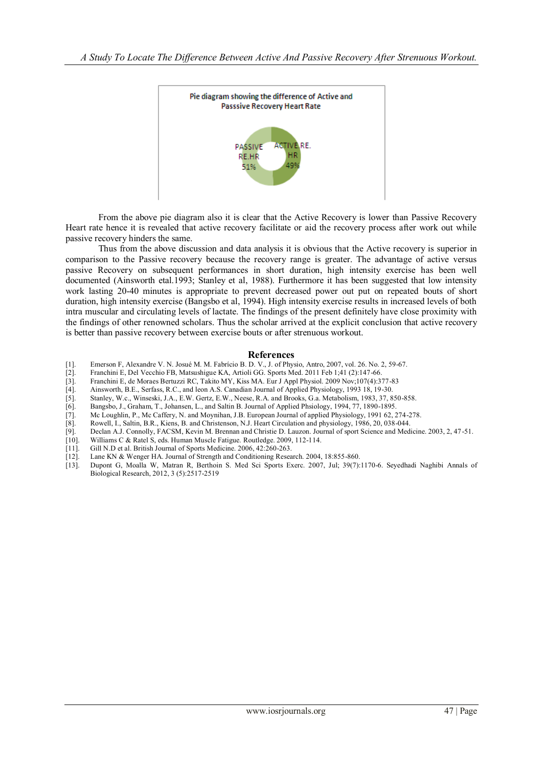Pie diagram showing the difference of Active and Passsive Recovery Heart Rate

PASSIVE RE.HR 51%

ACTIVE RE. HR 49%

From the above pie diagram also it is clear that the Active Recovery is lower than Passive Recovery Heart rate hence it is revealed that active recovery facilitate or aid the recovery process after work out while passive recovery hinders the same.

Thus from the above discussion and data analysis it is obvious that the Active recovery is superior in comparison to the Passive recovery because the recovery range is greater. The advantage of active versus passive Recovery on subsequent performances in short duration, high intensity exercise has been well documented (Ainsworth etal.1993; Stanley et al, 1988). Furthermore it has been suggested that low intensity work lasting 20-40 minutes is appropriate to prevent decreased power out put on repeated bouts of short duration, high intensity exercise (Bangsbo et al, 1994). High intensity exercise results in increased levels of both intra muscular and circulating levels of lactate. The findings of the present definitely have close proximity with the findings of other renowned scholars. Thus the scholar arrived at the explicit conclusion that active recovery is better than passive recovery between exercise bouts or after strenuous workout.

## References

[1]. Emerson F, Alexandre V. N. Josué M. M. Fabrício B. D. V., J. of Physio, Antro, 2007, vol. 26. No. 2, 59-67.
[2]. Franchini E, Del Vecchio FB, Matsushigue KA, Artioli GG. Sports Med. 2011 Feb 1;41 (2):147-66.
[3]. Franchini E, de Moraes Bertuzzi RC, Takito MY, Kiss MA. Eur J Appl Physiol. 2009 Nov;107(4):377-83
[4]. Ainsworth, B.E., Serfass, R.C., and leon A.S. Canadian Journal of Applied Physiology, 1993 18, 19-30.
[5]. Stanley, W.c., Winseski, J.A., E.W. Gertz, E.W., Neese, R.A. and Brooks, G.a. Metabolism, 1983, 37, 850-858.
[6]. Bangsbo, J., Graham, T., Johansen, L., and Saltin B. Journal of Applied Phsiology, 1994, 77, 1890-1895.
[7]. Mc Loughlin, P., Mc Caffery, N. and Moynihan, J.B. European Journal of applied Physiology, 1991 62, 274-278.
[8]. Rowell, I., Saltin, B.R., Kiens, B. and Christenson, N.J. Heart Circulation and physiology, 1986, 20, 038-044.
[9]. Declan A.J. Connolly, FACSM, Kevin M. Brennan and Christie D. Lauzon. Journal of sport Science and Medicine. 2003, 2, 47-51.
[10]. Williams C & Ratel S, eds. Human Muscle Fatigue. Routledge. 2009, 112-114.
[11]. Gill N.D et al. British Journal of Sports Medicine. 2006, 42:260-263.
[12]. Lane KN & Wenger HA. Journal of Strength and Conditioning Research. 2004, 18:855-860.
[13]. Dupont G, Moalla W, Matran R, Berthoin S. Med Sci Sports Exerc. 2007, Jul; 39(7):1170-6. Seyedhadi Naghibi Annals of Biological Research, 2012, 3 (5):2517-2519